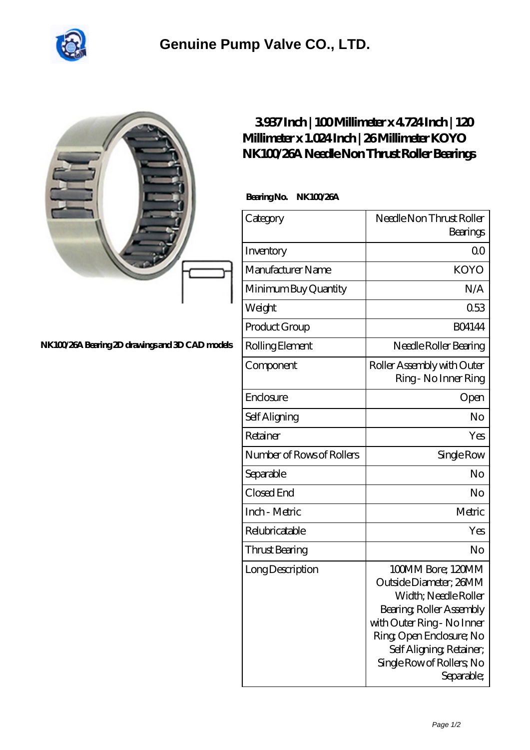# Genuine Pump Valve CO., LTD.

NK100/26A Bearing 2D drawings and 3D CAD models

## 3.937 Inch | 100 Millimeter x 4.724 Inch | 120 Millimeter x 1.024 Inch | 26 Millimeter KOYO NK100/26A Needle Non Thrust Roller Bearings

**Bearing No. NK100/26A**

| Category | Needle Non Thrust Roller Bearings |
|---|---|
| Inventory | 0.0 |
| Manufacturer Name | KOYO |
| Minimum Buy Quantity | N/A |
| Weight | 0.53 |
| Product Group | B04144 |
| Rolling Element | Needle Roller Bearing |
| Component | Roller Assembly with Outer Ring - No Inner Ring |
| Enclosure | Open |
| Self Aligning | No |
| Retainer | Yes |
| Number of Rows of Rollers | Single Row |
| Separable | No |
| Closed End | No |
| Inch - Metric | Metric |
| Relubricatable | Yes |
| Thrust Bearing | No |
| Long Description | 100MM Bore; 120MM Outside Diameter; 26MM Width; Needle Roller Bearing; Roller Assembly with Outer Ring - No Inner Ring; Open Enclosure; No Self Aligning; Retainer; Single Row of Rollers; No Separable; |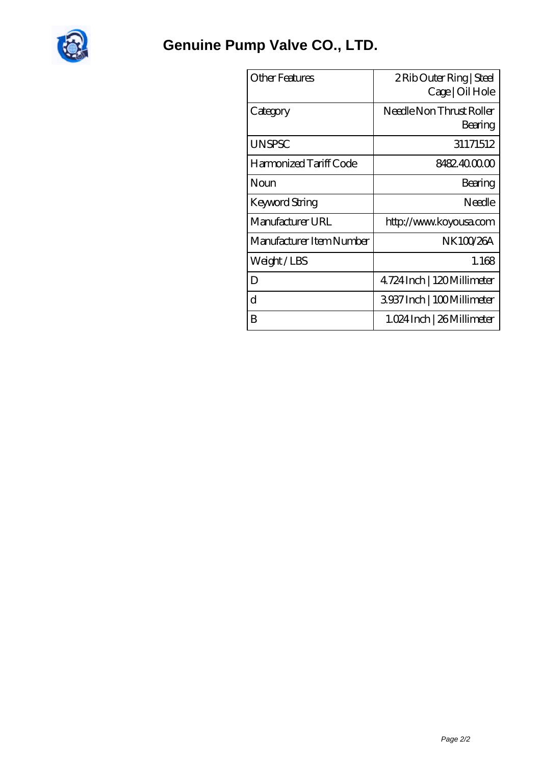# Genuine Pump Valve CO., LTD.

| | |
|---|---|
| Other Features | 2 Rib Outer Ring \| Steel Cage \| Oil Hole |
| Category | Needle Non Thrust Roller Bearing |
| UNSPSC | 31171512 |
| Harmonized Tariff Code | 8482.40.00.00 |
| Noun | Bearing |
| Keyword String | Needle |
| Manufacturer URL | http://www.koyousa.com |
| Manufacturer Item Number | NK100/26A |
| Weight / LBS | 1.168 |
| D | 4.724 Inch \| 120 Millimeter |
| d | 3.937 Inch \| 100 Millimeter |
| B | 1.024 Inch \| 26 Millimeter |